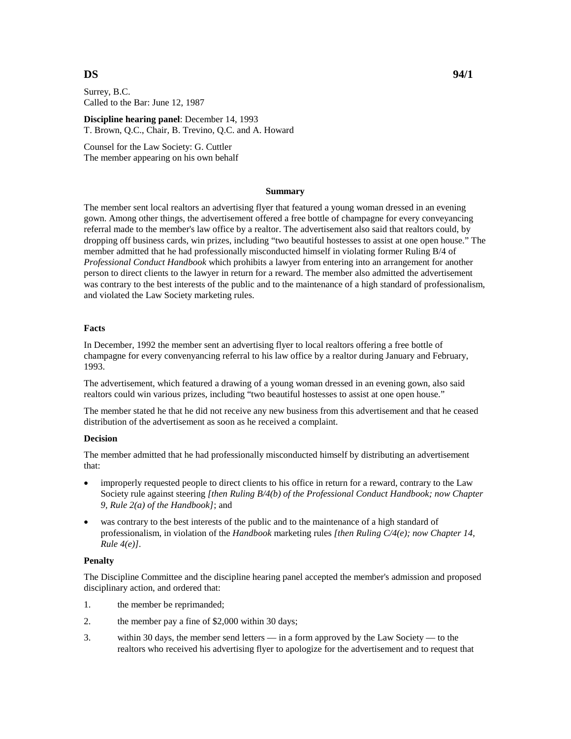**DS** **94/1**

Surrey, B.C.
Called to the Bar: June 12, 1987

**Discipline hearing panel**: December 14, 1993
T. Brown, Q.C., Chair, B. Trevino, Q.C. and A. Howard

Counsel for the Law Society: G. Cuttler
The member appearing on his own behalf

### Summary

The member sent local realtors an advertising flyer that featured a young woman dressed in an evening gown. Among other things, the advertisement offered a free bottle of champagne for every conveyancing referral made to the member's law office by a realtor. The advertisement also said that realtors could, by dropping off business cards, win prizes, including "two beautiful hostesses to assist at one open house." The member admitted that he had professionally misconducted himself in violating former Ruling B/4 of *Professional Conduct Handbook* which prohibits a lawyer from entering into an arrangement for another person to direct clients to the lawyer in return for a reward. The member also admitted the advertisement was contrary to the best interests of the public and to the maintenance of a high standard of professionalism, and violated the Law Society marketing rules.

#### Facts

In December, 1992 the member sent an advertising flyer to local realtors offering a free bottle of champagne for every convenyancing referral to his law office by a realtor during January and February, 1993.

The advertisement, which featured a drawing of a young woman dressed in an evening gown, also said realtors could win various prizes, including "two beautiful hostesses to assist at one open house."

The member stated he that he did not receive any new business from this advertisement and that he ceased distribution of the advertisement as soon as he received a complaint.

#### Decision

The member admitted that he had professionally misconducted himself by distributing an advertisement that:

- improperly requested people to direct clients to his office in return for a reward, contrary to the Law Society rule against steering *[then Ruling B/4(b) of the Professional Conduct Handbook; now Chapter 9, Rule 2(a) of the Handbook]*; and
- was contrary to the best interests of the public and to the maintenance of a high standard of professionalism, in violation of the *Handbook* marketing rules *[then Ruling C/4(e); now Chapter 14, Rule 4(e)]*.

#### Penalty

The Discipline Committee and the discipline hearing panel accepted the member's admission and proposed disciplinary action, and ordered that:

1. the member be reprimanded;
2. the member pay a fine of $2,000 within 30 days;
3. within 30 days, the member send letters — in a form approved by the Law Society — to the realtors who received his advertising flyer to apologize for the advertisement and to request that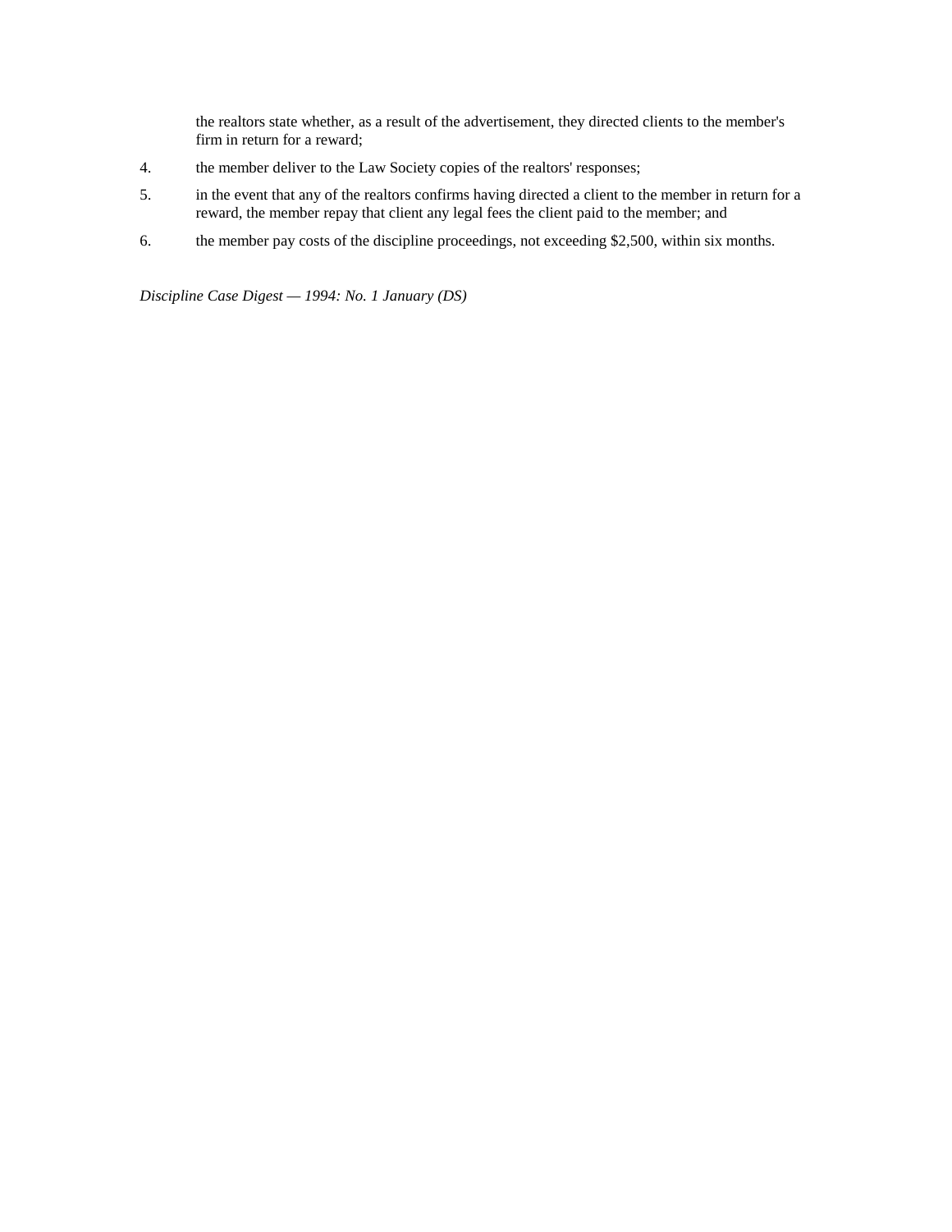the realtors state whether, as a result of the advertisement, they directed clients to the member's firm in return for a reward;

4. the member deliver to the Law Society copies of the realtors' responses;

5. in the event that any of the realtors confirms having directed a client to the member in return for a reward, the member repay that client any legal fees the client paid to the member; and

6. the member pay costs of the discipline proceedings, not exceeding $2,500, within six months.

*Discipline Case Digest — 1994: No. 1 January (DS)*